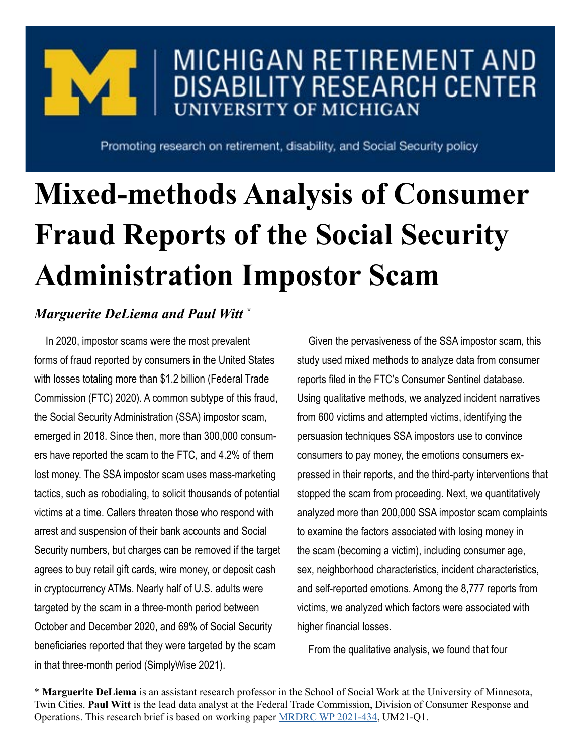MICHIGAN RETIREMENT AND DISABILITY RESEARCH CENTER
UNIVERSITY OF MICHIGAN

Promoting research on retirement, disability, and Social Security policy

# Mixed-methods Analysis of Consumer Fraud Reports of the Social Security Administration Impostor Scam

*Marguerite DeLiema and Paul Witt* *

In 2020, impostor scams were the most prevalent forms of fraud reported by consumers in the United States with losses totaling more than $1.2 billion (Federal Trade Commission (FTC) 2020). A common subtype of this fraud, the Social Security Administration (SSA) impostor scam, emerged in 2018. Since then, more than 300,000 consumers have reported the scam to the FTC, and 4.2% of them lost money. The SSA impostor scam uses mass-marketing tactics, such as robodialing, to solicit thousands of potential victims at a time. Callers threaten those who respond with arrest and suspension of their bank accounts and Social Security numbers, but charges can be removed if the target agrees to buy retail gift cards, wire money, or deposit cash in cryptocurrency ATMs. Nearly half of U.S. adults were targeted by the scam in a three-month period between October and December 2020, and 69% of Social Security beneficiaries reported that they were targeted by the scam in that three-month period (SimplyWise 2021).

Given the pervasiveness of the SSA impostor scam, this study used mixed methods to analyze data from consumer reports filed in the FTC's Consumer Sentinel database. Using qualitative methods, we analyzed incident narratives from 600 victims and attempted victims, identifying the persuasion techniques SSA impostors use to convince consumers to pay money, the emotions consumers expressed in their reports, and the third-party interventions that stopped the scam from proceeding. Next, we quantitatively analyzed more than 200,000 SSA impostor scam complaints to examine the factors associated with losing money in the scam (becoming a victim), including consumer age, sex, neighborhood characteristics, incident characteristics, and self-reported emotions. Among the 8,777 reports from victims, we analyzed which factors were associated with higher financial losses.

From the qualitative analysis, we found that four

---

* **Marguerite DeLiema** is an assistant research professor in the School of Social Work at the University of Minnesota, Twin Cities. **Paul Witt** is the lead data analyst at the Federal Trade Commission, Division of Consumer Response and Operations. This research brief is based on working paper MRDRC WP 2021-434, UM21-Q1.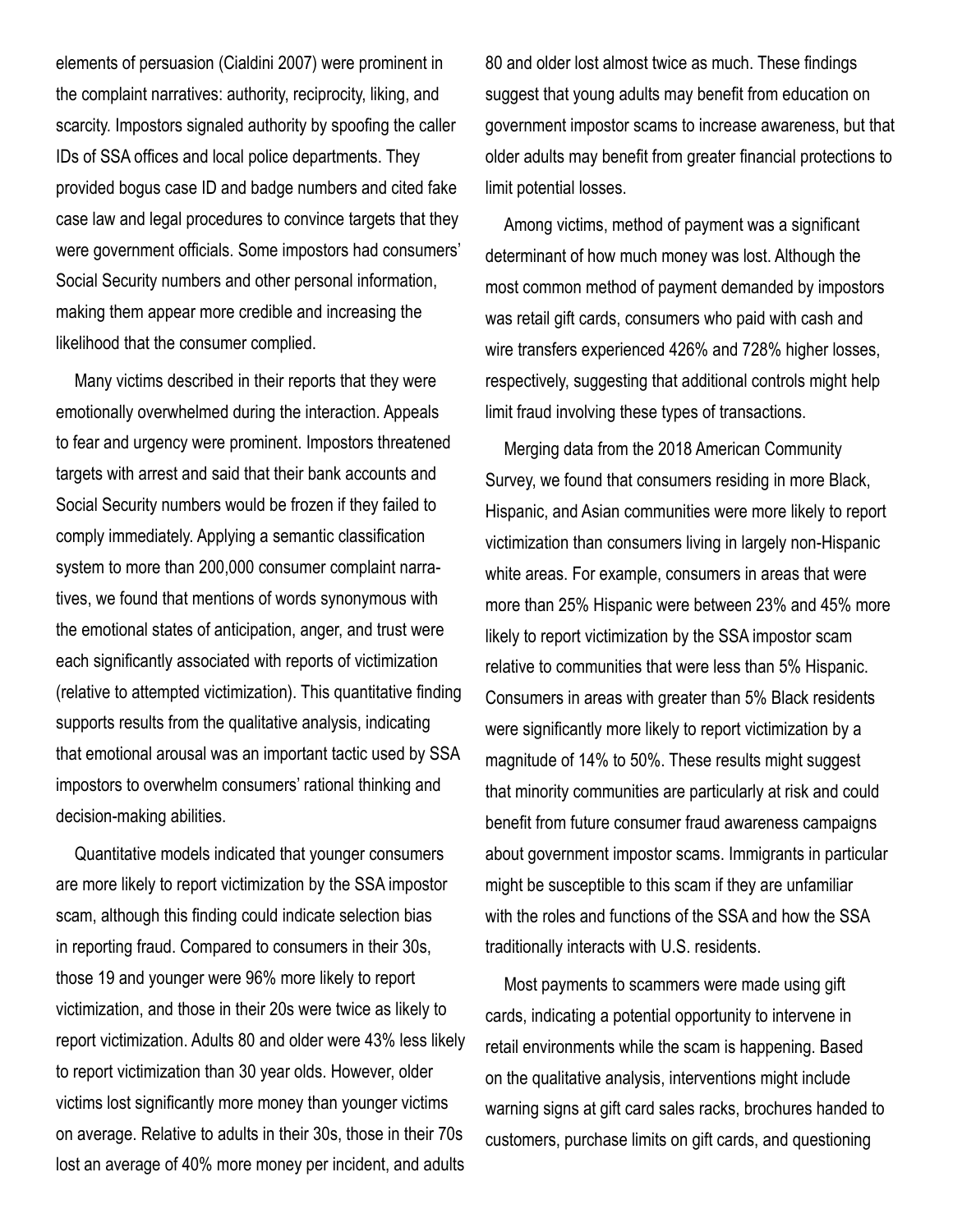elements of persuasion (Cialdini 2007) were prominent in the complaint narratives: authority, reciprocity, liking, and scarcity. Impostors signaled authority by spoofing the caller IDs of SSA offices and local police departments. They provided bogus case ID and badge numbers and cited fake case law and legal procedures to convince targets that they were government officials. Some impostors had consumers' Social Security numbers and other personal information, making them appear more credible and increasing the likelihood that the consumer complied.

Many victims described in their reports that they were emotionally overwhelmed during the interaction. Appeals to fear and urgency were prominent. Impostors threatened targets with arrest and said that their bank accounts and Social Security numbers would be frozen if they failed to comply immediately. Applying a semantic classification system to more than 200,000 consumer complaint narratives, we found that mentions of words synonymous with the emotional states of anticipation, anger, and trust were each significantly associated with reports of victimization (relative to attempted victimization). This quantitative finding supports results from the qualitative analysis, indicating that emotional arousal was an important tactic used by SSA impostors to overwhelm consumers' rational thinking and decision-making abilities.

Quantitative models indicated that younger consumers are more likely to report victimization by the SSA impostor scam, although this finding could indicate selection bias in reporting fraud. Compared to consumers in their 30s, those 19 and younger were 96% more likely to report victimization, and those in their 20s were twice as likely to report victimization. Adults 80 and older were 43% less likely to report victimization than 30 year olds. However, older victims lost significantly more money than younger victims on average. Relative to adults in their 30s, those in their 70s lost an average of 40% more money per incident, and adults 80 and older lost almost twice as much. These findings suggest that young adults may benefit from education on government impostor scams to increase awareness, but that older adults may benefit from greater financial protections to limit potential losses.

Among victims, method of payment was a significant determinant of how much money was lost. Although the most common method of payment demanded by impostors was retail gift cards, consumers who paid with cash and wire transfers experienced 426% and 728% higher losses, respectively, suggesting that additional controls might help limit fraud involving these types of transactions.

Merging data from the 2018 American Community Survey, we found that consumers residing in more Black, Hispanic, and Asian communities were more likely to report victimization than consumers living in largely non-Hispanic white areas. For example, consumers in areas that were more than 25% Hispanic were between 23% and 45% more likely to report victimization by the SSA impostor scam relative to communities that were less than 5% Hispanic. Consumers in areas with greater than 5% Black residents were significantly more likely to report victimization by a magnitude of 14% to 50%. These results might suggest that minority communities are particularly at risk and could benefit from future consumer fraud awareness campaigns about government impostor scams. Immigrants in particular might be susceptible to this scam if they are unfamiliar with the roles and functions of the SSA and how the SSA traditionally interacts with U.S. residents.

Most payments to scammers were made using gift cards, indicating a potential opportunity to intervene in retail environments while the scam is happening. Based on the qualitative analysis, interventions might include warning signs at gift card sales racks, brochures handed to customers, purchase limits on gift cards, and questioning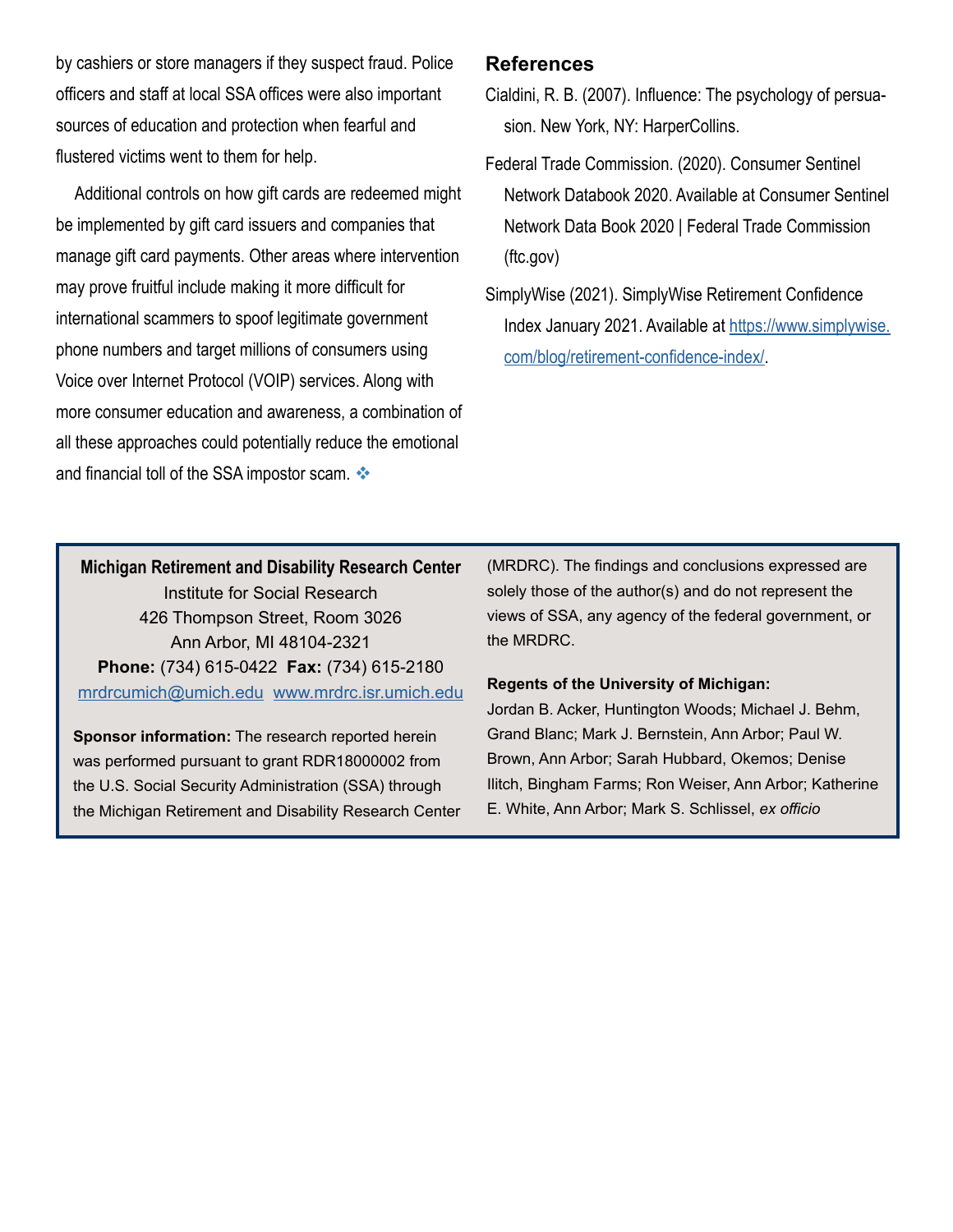by cashiers or store managers if they suspect fraud. Police officers and staff at local SSA offices were also important sources of education and protection when fearful and flustered victims went to them for help.

Additional controls on how gift cards are redeemed might be implemented by gift card issuers and companies that manage gift card payments. Other areas where intervention may prove fruitful include making it more difficult for international scammers to spoof legitimate government phone numbers and target millions of consumers using Voice over Internet Protocol (VOIP) services. Along with more consumer education and awareness, a combination of all these approaches could potentially reduce the emotional and financial toll of the SSA impostor scam. ❖

## References

Cialdini, R. B. (2007). Influence: The psychology of persuasion. New York, NY: HarperCollins.

Federal Trade Commission. (2020). Consumer Sentinel Network Databook 2020. Available at Consumer Sentinel Network Data Book 2020 | Federal Trade Commission (ftc.gov)

SimplyWise (2021). SimplyWise Retirement Confidence Index January 2021. Available at https://www.simplywise.com/blog/retirement-confidence-index/.

---

**Michigan Retirement and Disability Research Center**
Institute for Social Research
426 Thompson Street, Room 3026
Ann Arbor, MI 48104-2321
**Phone:** (734) 615-0422 **Fax:** (734) 615-2180
mrdrcumich@umich.edu www.mrdrc.isr.umich.edu

**Sponsor information:** The research reported herein was performed pursuant to grant RDR18000002 from the U.S. Social Security Administration (SSA) through the Michigan Retirement and Disability Research Center (MRDRC). The findings and conclusions expressed are solely those of the author(s) and do not represent the views of SSA, any agency of the federal government, or the MRDRC.

**Regents of the University of Michigan:**
Jordan B. Acker, Huntington Woods; Michael J. Behm, Grand Blanc; Mark J. Bernstein, Ann Arbor; Paul W. Brown, Ann Arbor; Sarah Hubbard, Okemos; Denise Ilitch, Bingham Farms; Ron Weiser, Ann Arbor; Katherine E. White, Ann Arbor; Mark S. Schlissel, *ex officio*